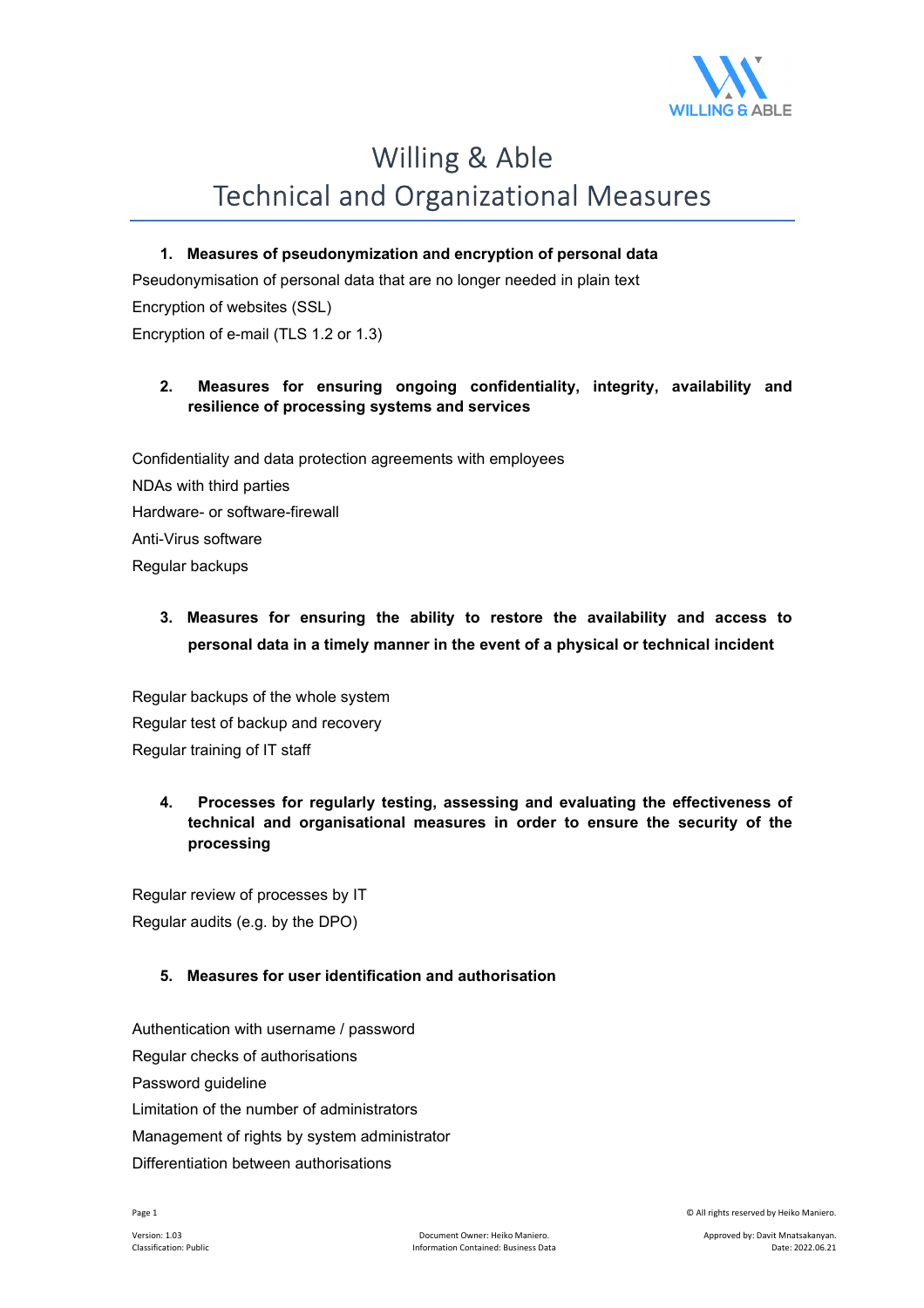# Willing & Able
# Technical and Organizational Measures

## 1. Measures of pseudonymization and encryption of personal data

Pseudonymisation of personal data that are no longer needed in plain text

Encryption of websites (SSL)

Encryption of e-mail (TLS 1.2 or 1.3)

## 2. Measures for ensuring ongoing confidentiality, integrity, availability and resilience of processing systems and services

Confidentiality and data protection agreements with employees

NDAs with third parties

Hardware- or software-firewall

Anti-Virus software

Regular backups

## 3. Measures for ensuring the ability to restore the availability and access to personal data in a timely manner in the event of a physical or technical incident

Regular backups of the whole system

Regular test of backup and recovery

Regular training of IT staff

## 4. Processes for regularly testing, assessing and evaluating the effectiveness of technical and organisational measures in order to ensure the security of the processing

Regular review of processes by IT

Regular audits (e.g. by the DPO)

## 5. Measures for user identification and authorisation

Authentication with username / password

Regular checks of authorisations

Password guideline

Limitation of the number of administrators

Management of rights by system administrator

Differentiation between authorisations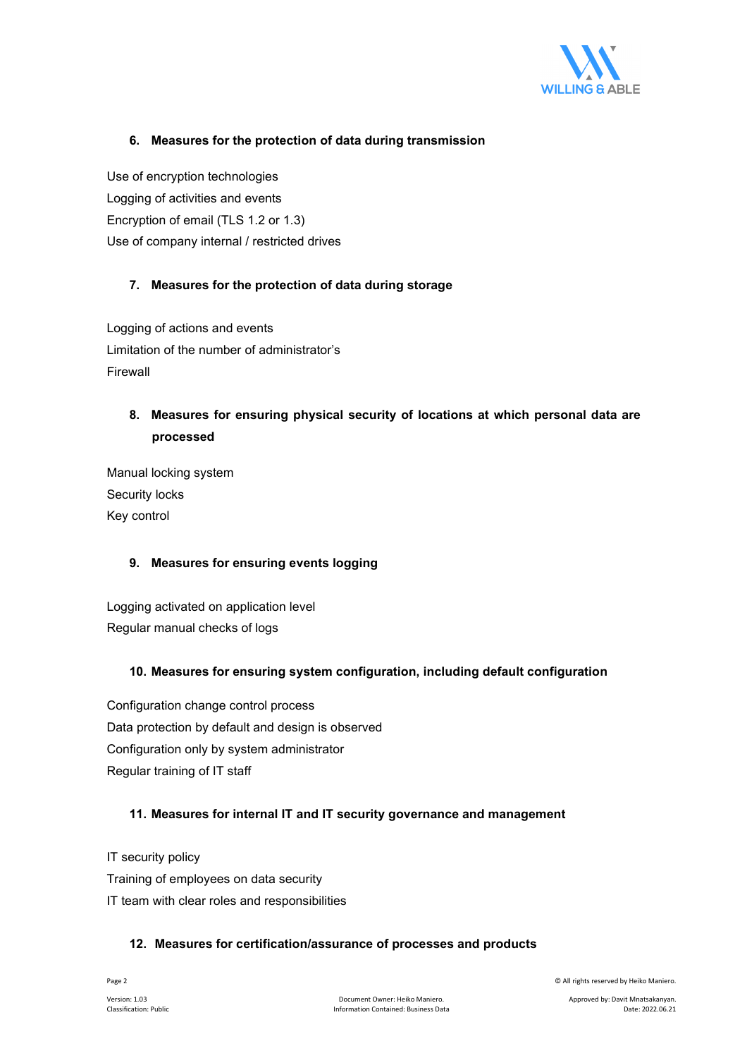## 6. Measures for the protection of data during transmission

Use of encryption technologies
Logging of activities and events
Encryption of email (TLS 1.2 or 1.3)
Use of company internal / restricted drives

## 7. Measures for the protection of data during storage

Logging of actions and events
Limitation of the number of administrator's
Firewall

## 8. Measures for ensuring physical security of locations at which personal data are processed

Manual locking system
Security locks
Key control

## 9. Measures for ensuring events logging

Logging activated on application level
Regular manual checks of logs

## 10. Measures for ensuring system configuration, including default configuration

Configuration change control process
Data protection by default and design is observed
Configuration only by system administrator
Regular training of IT staff

## 11. Measures for internal IT and IT security governance and management

IT security policy
Training of employees on data security
IT team with clear roles and responsibilities

## 12. Measures for certification/assurance of processes and products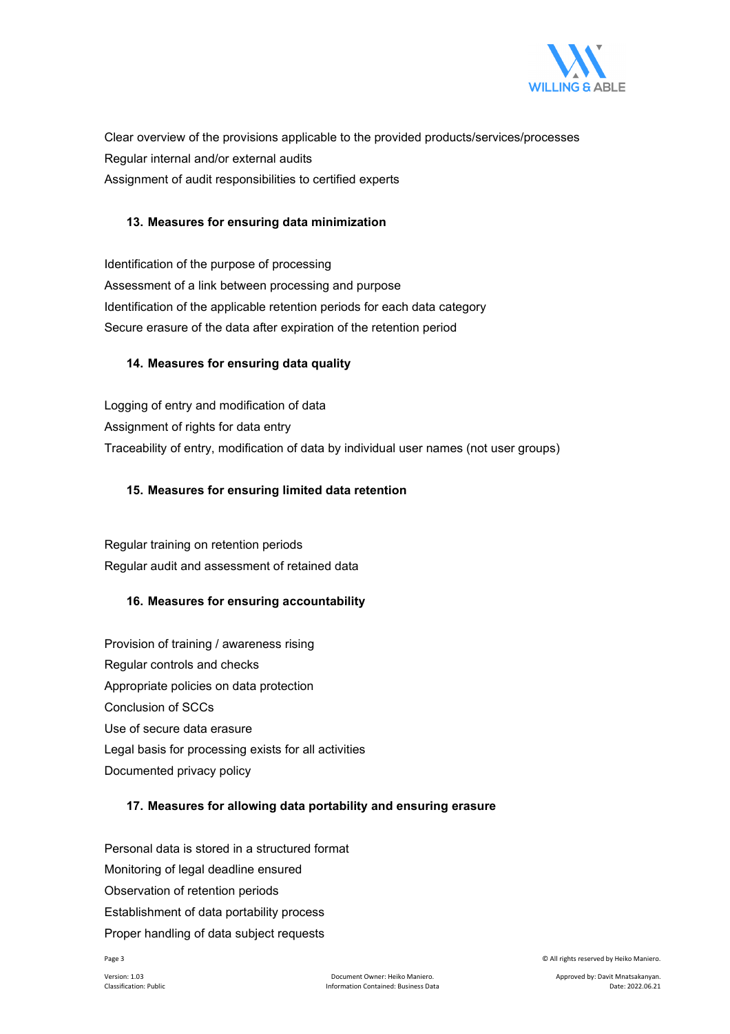Clear overview of the provisions applicable to the provided products/services/processes
Regular internal and/or external audits
Assignment of audit responsibilities to certified experts

### 13. Measures for ensuring data minimization

Identification of the purpose of processing
Assessment of a link between processing and purpose
Identification of the applicable retention periods for each data category
Secure erasure of the data after expiration of the retention period

### 14. Measures for ensuring data quality

Logging of entry and modification of data
Assignment of rights for data entry
Traceability of entry, modification of data by individual user names (not user groups)

### 15. Measures for ensuring limited data retention

Regular training on retention periods
Regular audit and assessment of retained data

### 16. Measures for ensuring accountability

Provision of training / awareness rising
Regular controls and checks
Appropriate policies on data protection
Conclusion of SCCs
Use of secure data erasure
Legal basis for processing exists for all activities
Documented privacy policy

### 17. Measures for allowing data portability and ensuring erasure

Personal data is stored in a structured format
Monitoring of legal deadline ensured
Observation of retention periods
Establishment of data portability process
Proper handling of data subject requests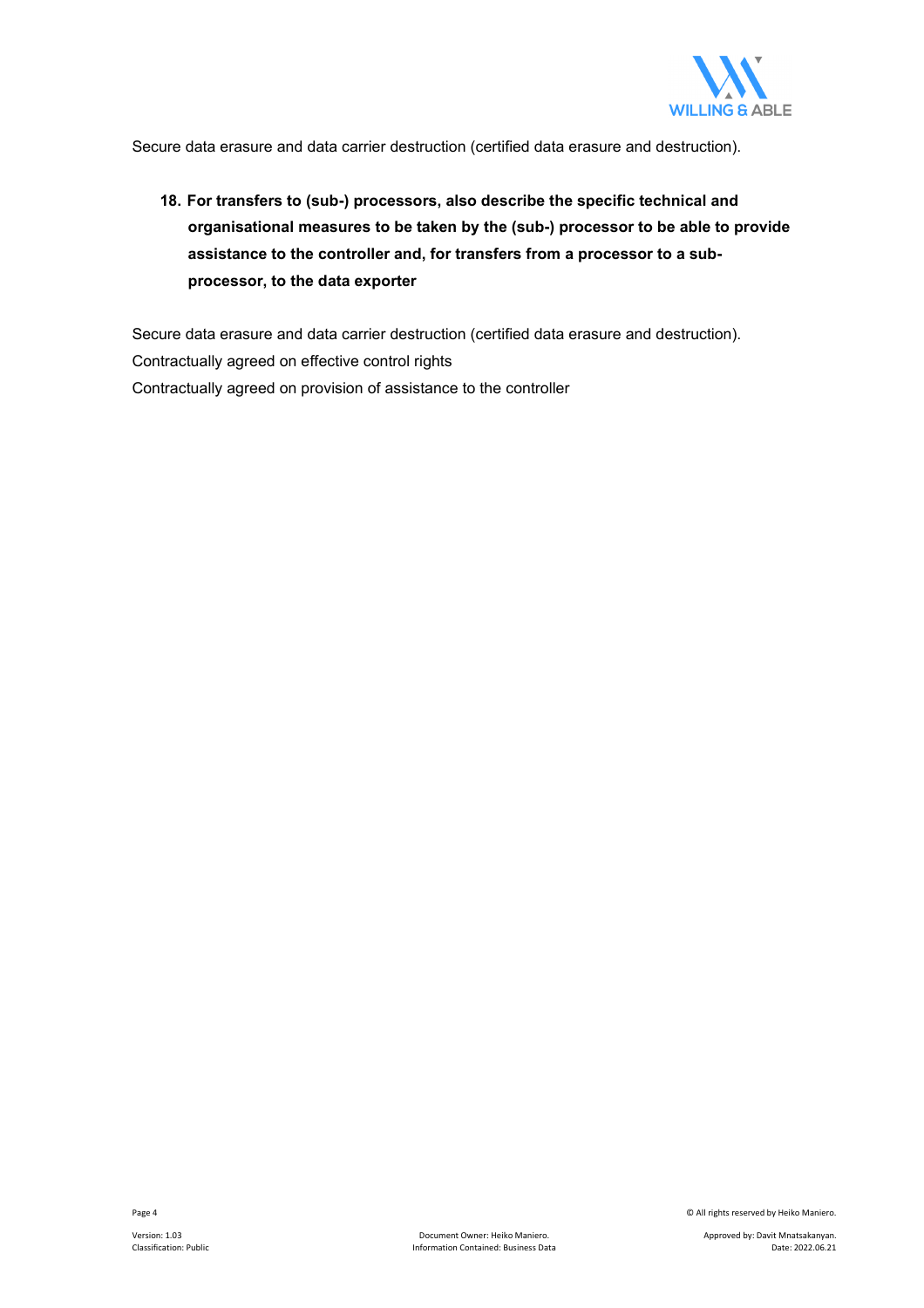Secure data erasure and data carrier destruction (certified data erasure and destruction).

18. **For transfers to (sub-) processors, also describe the specific technical and organisational measures to be taken by the (sub-) processor to be able to provide assistance to the controller and, for transfers from a processor to a sub-processor, to the data exporter**

Secure data erasure and data carrier destruction (certified data erasure and destruction).
Contractually agreed on effective control rights
Contractually agreed on provision of assistance to the controller